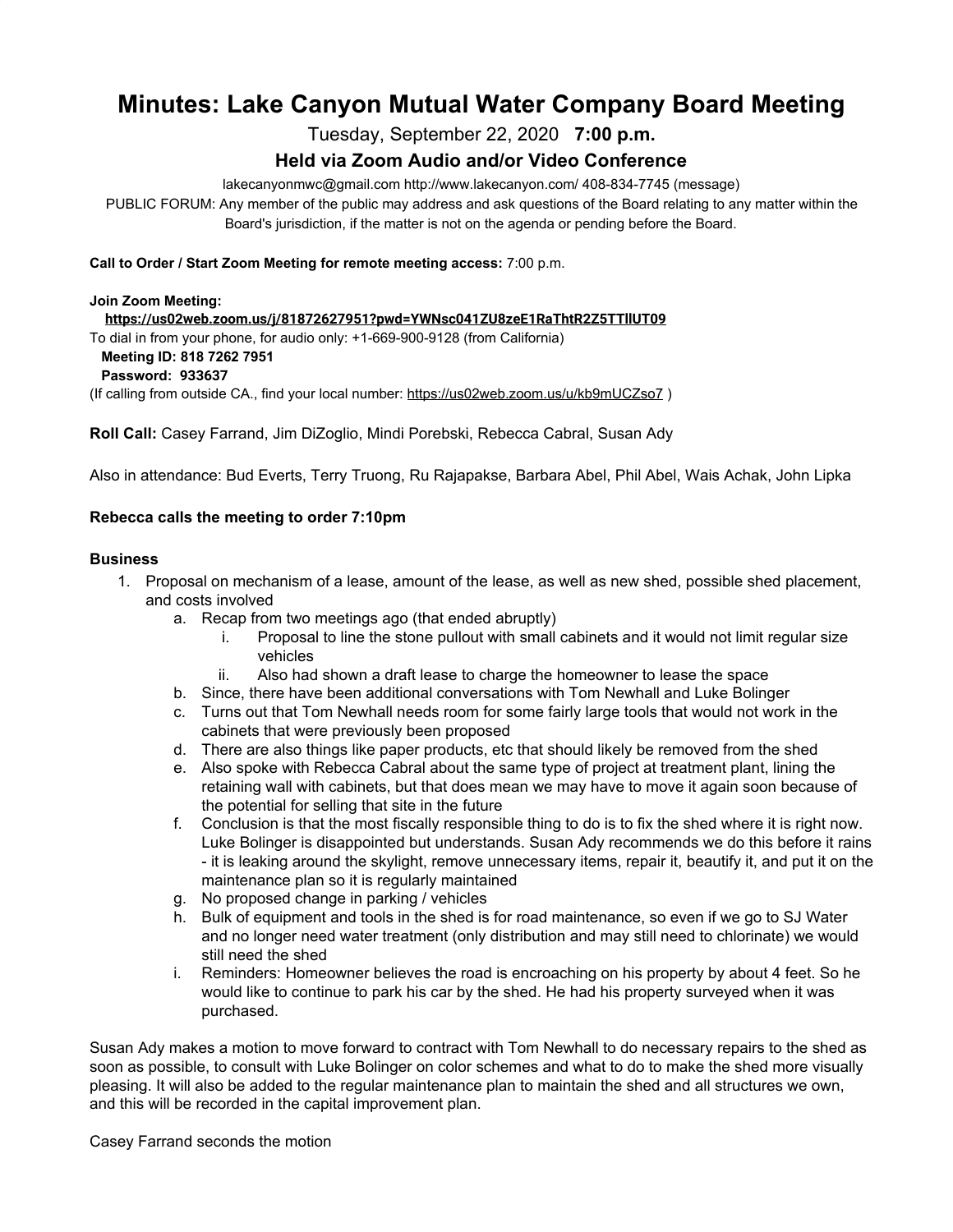# Minutes: Lake Canyon Mutual Water Company Board Meeting

Tuesday, September 22, 2020 **7:00 p.m.**

### Held via Zoom Audio and/or Video Conference

lakecanyonmwc@gmail.com http://www.lakecanyon.com/ 408-834-7745 (message)

PUBLIC FORUM: Any member of the public may address and ask questions of the Board relating to any matter within the Board's jurisdiction, if the matter is not on the agenda or pending before the Board.

**Call to Order / Start Zoom Meeting for remote meeting access:** 7:00 p.m.

**Join Zoom Meeting:**
**https://us02web.zoom.us/j/81872627951?pwd=YWNsc041ZU8zeE1RaThtR2Z5TTlIUT09**
To dial in from your phone, for audio only: +1-669-900-9128 (from California)
**Meeting ID: 818 7262 7951**
**Password: 933637**
(If calling from outside CA., find your local number: https://us02web.zoom.us/u/kb9mUCZso7 )

**Roll Call:** Casey Farrand, Jim DiZoglio, Mindi Porebski, Rebecca Cabral, Susan Ady

Also in attendance: Bud Everts, Terry Truong, Ru Rajapakse, Barbara Abel, Phil Abel, Wais Achak, John Lipka

**Rebecca calls the meeting to order 7:10pm**

**Business**

1. Proposal on mechanism of a lease, amount of the lease, as well as new shed, possible shed placement, and costs involved
   a. Recap from two meetings ago (that ended abruptly)
      i. Proposal to line the stone pullout with small cabinets and it would not limit regular size vehicles
      ii. Also had shown a draft lease to charge the homeowner to lease the space
   b. Since, there have been additional conversations with Tom Newhall and Luke Bolinger
   c. Turns out that Tom Newhall needs room for some fairly large tools that would not work in the cabinets that were previously been proposed
   d. There are also things like paper products, etc that should likely be removed from the shed
   e. Also spoke with Rebecca Cabral about the same type of project at treatment plant, lining the retaining wall with cabinets, but that does mean we may have to move it again soon because of the potential for selling that site in the future
   f. Conclusion is that the most fiscally responsible thing to do is to fix the shed where it is right now. Luke Bolinger is disappointed but understands. Susan Ady recommends we do this before it rains - it is leaking around the skylight, remove unnecessary items, repair it, beautify it, and put it on the maintenance plan so it is regularly maintained
   g. No proposed change in parking / vehicles
   h. Bulk of equipment and tools in the shed is for road maintenance, so even if we go to SJ Water and no longer need water treatment (only distribution and may still need to chlorinate) we would still need the shed
   i. Reminders: Homeowner believes the road is encroaching on his property by about 4 feet. So he would like to continue to park his car by the shed. He had his property surveyed when it was purchased.

Susan Ady makes a motion to move forward to contract with Tom Newhall to do necessary repairs to the shed as soon as possible, to consult with Luke Bolinger on color schemes and what to do to make the shed more visually pleasing. It will also be added to the regular maintenance plan to maintain the shed and all structures we own, and this will be recorded in the capital improvement plan.

Casey Farrand seconds the motion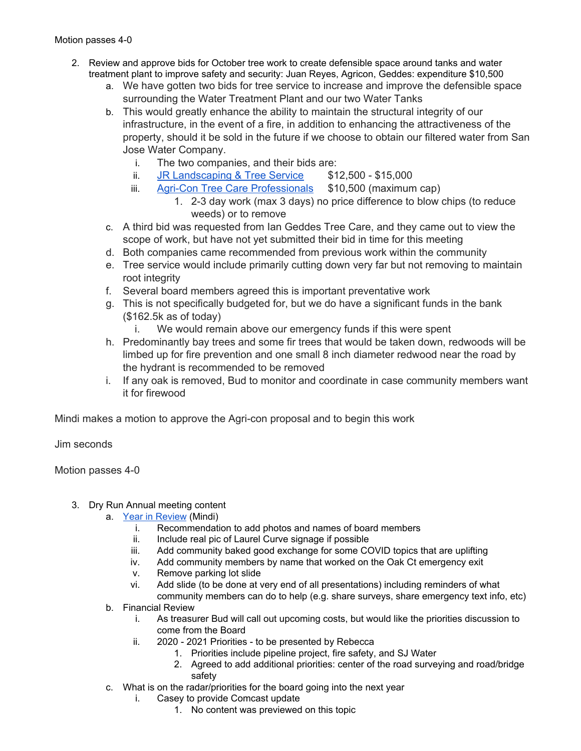Motion passes 4-0

2. Review and approve bids for October tree work to create defensible space around tanks and water treatment plant to improve safety and security: Juan Reyes, Agricon, Geddes: expenditure $10,500
   a. We have gotten two bids for tree service to increase and improve the defensible space surrounding the Water Treatment Plant and our two Water Tanks
   b. This would greatly enhance the ability to maintain the structural integrity of our infrastructure, in the event of a fire, in addition to enhancing the attractiveness of the property, should it be sold in the future if we choose to obtain our filtered water from San Jose Water Company.
      i. The two companies, and their bids are:
      ii. JR Landscaping & Tree Service        $12,500 - $15,000
      iii. Agri-Con Tree Care Professionals     $10,500 (maximum cap)
         1. 2-3 day work (max 3 days) no price difference to blow chips (to reduce weeds) or to remove
   c. A third bid was requested from Ian Geddes Tree Care, and they came out to view the scope of work, but have not yet submitted their bid in time for this meeting
   d. Both companies came recommended from previous work within the community
   e. Tree service would include primarily cutting down very far but not removing to maintain root integrity
   f. Several board members agreed this is important preventative work
   g. This is not specifically budgeted for, but we do have a significant funds in the bank ($162.5k as of today)
      i. We would remain above our emergency funds if this were spent
   h. Predominantly bay trees and some fir trees that would be taken down, redwoods will be limbed up for fire prevention and one small 8 inch diameter redwood near the road by the hydrant is recommended to be removed
   i. If any oak is removed, Bud to monitor and coordinate in case community members want it for firewood

Mindi makes a motion to approve the Agri-con proposal and to begin this work

Jim seconds

Motion passes 4-0

3. Dry Run Annual meeting content
   a. Year in Review (Mindi)
      i. Recommendation to add photos and names of board members
      ii. Include real pic of Laurel Curve signage if possible
      iii. Add community baked good exchange for some COVID topics that are uplifting
      iv. Add community members by name that worked on the Oak Ct emergency exit
      v. Remove parking lot slide
      vi. Add slide (to be done at very end of all presentations) including reminders of what community members can do to help (e.g. share surveys, share emergency text info, etc)
   b. Financial Review
      i. As treasurer Bud will call out upcoming costs, but would like the priorities discussion to come from the Board
      ii. 2020 - 2021 Priorities - to be presented by Rebecca
         1. Priorities include pipeline project, fire safety, and SJ Water
         2. Agreed to add additional priorities: center of the road surveying and road/bridge safety
   c. What is on the radar/priorities for the board going into the next year
      i. Casey to provide Comcast update
         1. No content was previewed on this topic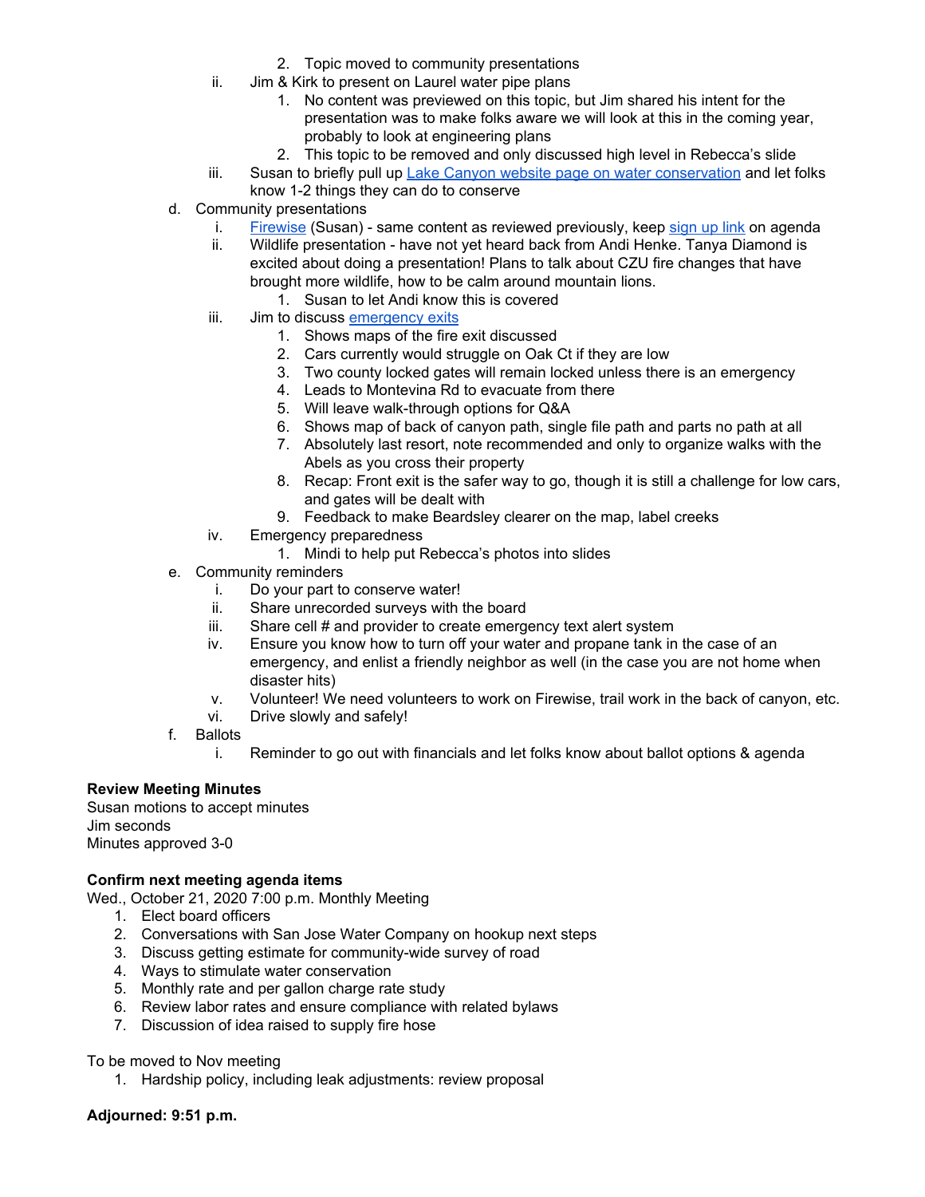2. Topic moved to community presentations
        ii. Jim & Kirk to present on Laurel water pipe plans
            1. No content was previewed on this topic, but Jim shared his intent for the presentation was to make folks aware we will look at this in the coming year, probably to look at engineering plans
            2. This topic to be removed and only discussed high level in Rebecca's slide
        iii. Susan to briefly pull up Lake Canyon website page on water conservation and let folks know 1-2 things they can do to conserve
    d. Community presentations
        i. Firewise (Susan) - same content as reviewed previously, keep sign up link on agenda
        ii. Wildlife presentation - have not yet heard back from Andi Henke. Tanya Diamond is excited about doing a presentation! Plans to talk about CZU fire changes that have brought more wildlife, how to be calm around mountain lions.
            1. Susan to let Andi know this is covered
        iii. Jim to discuss emergency exits
            1. Shows maps of the fire exit discussed
            2. Cars currently would struggle on Oak Ct if they are low
            3. Two county locked gates will remain locked unless there is an emergency
            4. Leads to Montevina Rd to evacuate from there
            5. Will leave walk-through options for Q&A
            6. Shows map of back of canyon path, single file path and parts no path at all
            7. Absolutely last resort, note recommended and only to organize walks with the Abels as you cross their property
            8. Recap: Front exit is the safer way to go, though it is still a challenge for low cars, and gates will be dealt with
            9. Feedback to make Beardsley clearer on the map, label creeks
        iv. Emergency preparedness
            1. Mindi to help put Rebecca's photos into slides
    e. Community reminders
        i. Do your part to conserve water!
        ii. Share unrecorded surveys with the board
        iii. Share cell # and provider to create emergency text alert system
        iv. Ensure you know how to turn off your water and propane tank in the case of an emergency, and enlist a friendly neighbor as well (in the case you are not home when disaster hits)
        v. Volunteer! We need volunteers to work on Firewise, trail work in the back of canyon, etc.
        vi. Drive slowly and safely!
    f. Ballots
        i. Reminder to go out with financials and let folks know about ballot options & agenda

**Review Meeting Minutes**
Susan motions to accept minutes
Jim seconds
Minutes approved 3-0

**Confirm next meeting agenda items**
Wed., October 21, 2020 7:00 p.m. Monthly Meeting
1. Elect board officers
2. Conversations with San Jose Water Company on hookup next steps
3. Discuss getting estimate for community-wide survey of road
4. Ways to stimulate water conservation
5. Monthly rate and per gallon charge rate study
6. Review labor rates and ensure compliance with related bylaws
7. Discussion of idea raised to supply fire hose

To be moved to Nov meeting
1. Hardship policy, including leak adjustments: review proposal

**Adjourned: 9:51 p.m.**